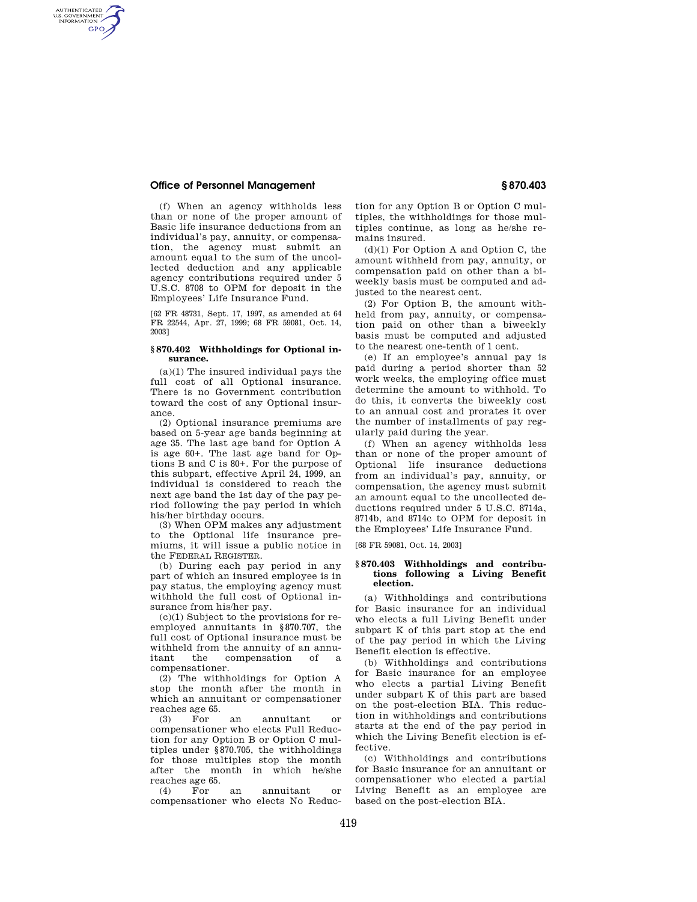(f) When an agency withholds less than or none of the proper amount of Basic life insurance deductions from an individual's pay, annuity, or compensation, the agency must submit an amount equal to the sum of the uncollected deduction and any applicable agency contributions required under 5 U.S.C. 8708 to OPM for deposit in the Employees' Life Insurance Fund.

[62 FR 48731, Sept. 17, 1997, as amended at 64 FR 22544, Apr. 27, 1999; 68 FR 59081, Oct. 14, 2003]

### § 870.402 Withholdings for Optional insurance.

(a)(1) The insured individual pays the full cost of all Optional insurance. There is no Government contribution toward the cost of any Optional insurance.

(2) Optional insurance premiums are based on 5-year age bands beginning at age 35. The last age band for Option A is age 60+. The last age band for Options B and C is 80+. For the purpose of this subpart, effective April 24, 1999, an individual is considered to reach the next age band the 1st day of the pay period following the pay period in which his/her birthday occurs.

(3) When OPM makes any adjustment to the Optional life insurance premiums, it will issue a public notice in the FEDERAL REGISTER.

(b) During each pay period in any part of which an insured employee is in pay status, the employing agency must withhold the full cost of Optional insurance from his/her pay.

(c)(1) Subject to the provisions for reemployed annuitants in §870.707, the full cost of Optional insurance must be withheld from the annuity of an annuitant the compensation of a compensationer.

(2) The withholdings for Option A stop the month after the month in which an annuitant or compensationer reaches age 65.

(3) For an annuitant or compensationer who elects Full Reduction for any Option B or Option C multiples under §870.705, the withholdings for those multiples stop the month after the month in which he/she reaches age 65.

(4) For an annuitant or compensationer who elects No Reduction for any Option B or Option C multiples, the withholdings for those multiples continue, as long as he/she remains insured.

(d)(1) For Option A and Option C, the amount withheld from pay, annuity, or compensation paid on other than a biweekly basis must be computed and adjusted to the nearest cent.

(2) For Option B, the amount withheld from pay, annuity, or compensation paid on other than a biweekly basis must be computed and adjusted to the nearest one-tenth of 1 cent.

(e) If an employee's annual pay is paid during a period shorter than 52 work weeks, the employing office must determine the amount to withhold. To do this, it converts the biweekly cost to an annual cost and prorates it over the number of installments of pay regularly paid during the year.

(f) When an agency withholds less than or none of the proper amount of Optional life insurance deductions from an individual's pay, annuity, or compensation, the agency must submit an amount equal to the uncollected deductions required under 5 U.S.C. 8714a, 8714b, and 8714c to OPM for deposit in the Employees' Life Insurance Fund.

[68 FR 59081, Oct. 14, 2003]

### § 870.403 Withholdings and contributions following a Living Benefit election.

(a) Withholdings and contributions for Basic insurance for an individual who elects a full Living Benefit under subpart K of this part stop at the end of the pay period in which the Living Benefit election is effective.

(b) Withholdings and contributions for Basic insurance for an employee who elects a partial Living Benefit under subpart K of this part are based on the post-election BIA. This reduction in withholdings and contributions starts at the end of the pay period in which the Living Benefit election is effective.

(c) Withholdings and contributions for Basic insurance for an annuitant or compensationer who elected a partial Living Benefit as an employee are based on the post-election BIA.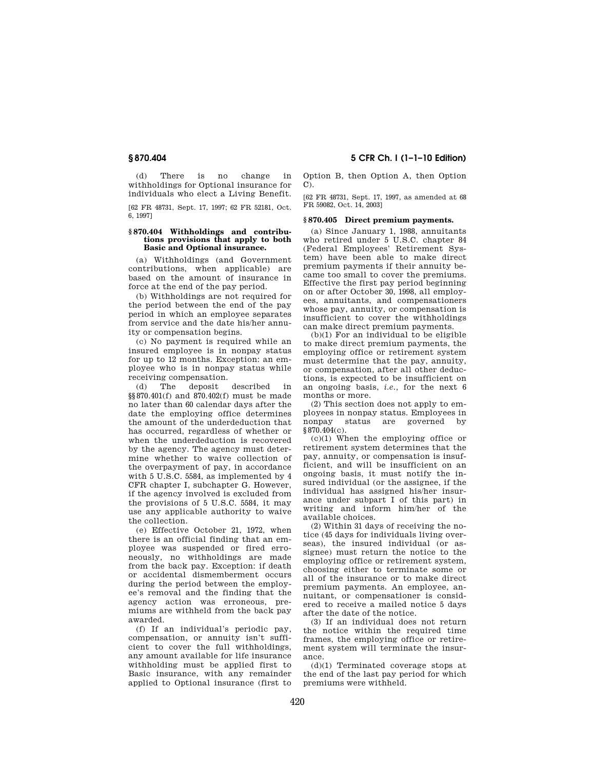(d) There is no change in withholdings for Optional insurance for individuals who elect a Living Benefit.

[62 FR 48731, Sept. 17, 1997; 62 FR 52181, Oct. 6, 1997]

### § 870.404 Withholdings and contributions provisions that apply to both Basic and Optional insurance.

(a) Withholdings (and Government contributions, when applicable) are based on the amount of insurance in force at the end of the pay period.

(b) Withholdings are not required for the period between the end of the pay period in which an employee separates from service and the date his/her annuity or compensation begins.

(c) No payment is required while an insured employee is in nonpay status for up to 12 months. Exception: an employee who is in nonpay status while receiving compensation.

(d) The deposit described in §§ 870.401(f) and 870.402(f) must be made no later than 60 calendar days after the date the employing office determines the amount of the underdeduction that has occurred, regardless of whether or when the underdeduction is recovered by the agency. The agency must determine whether to waive collection of the overpayment of pay, in accordance with 5 U.S.C. 5584, as implemented by 4 CFR chapter I, subchapter G. However, if the agency involved is excluded from the provisions of 5 U.S.C. 5584, it may use any applicable authority to waive the collection.

(e) Effective October 21, 1972, when there is an official finding that an employee was suspended or fired erroneously, no withholdings are made from the back pay. Exception: if death or accidental dismemberment occurs during the period between the employee's removal and the finding that the agency action was erroneous, premiums are withheld from the back pay awarded.

(f) If an individual's periodic pay, compensation, or annuity isn't sufficient to cover the full withholdings, any amount available for life insurance withholding must be applied first to Basic insurance, with any remainder applied to Optional insurance (first to Option B, then Option A, then Option C).

[62 FR 48731, Sept. 17, 1997, as amended at 68 FR 59082, Oct. 14, 2003]

### § 870.405 Direct premium payments.

(a) Since January 1, 1988, annuitants who retired under 5 U.S.C. chapter 84 (Federal Employees' Retirement System) have been able to make direct premium payments if their annuity became too small to cover the premiums. Effective the first pay period beginning on or after October 30, 1998, all employees, annuitants, and compensationers whose pay, annuity, or compensation is insufficient to cover the withholdings can make direct premium payments.

(b)(1) For an individual to be eligible to make direct premium payments, the employing office or retirement system must determine that the pay, annuity, or compensation, after all other deductions, is expected to be insufficient on an ongoing basis, *i.e.*, for the next 6 months or more.

(2) This section does not apply to employees in nonpay status. Employees in nonpay status are governed by § 870.404(c).

(c)(1) When the employing office or retirement system determines that the pay, annuity, or compensation is insufficient, and will be insufficient on an ongoing basis, it must notify the insured individual (or the assignee, if the individual has assigned his/her insurance under subpart I of this part) in writing and inform him/her of the available choices.

(2) Within 31 days of receiving the notice (45 days for individuals living overseas), the insured individual (or assignee) must return the notice to the employing office or retirement system, choosing either to terminate some or all of the insurance or to make direct premium payments. An employee, annuitant, or compensationer is considered to receive a mailed notice 5 days after the date of the notice.

(3) If an individual does not return the notice within the required time frames, the employing office or retirement system will terminate the insurance.

(d)(1) Terminated coverage stops at the end of the last pay period for which premiums were withheld.